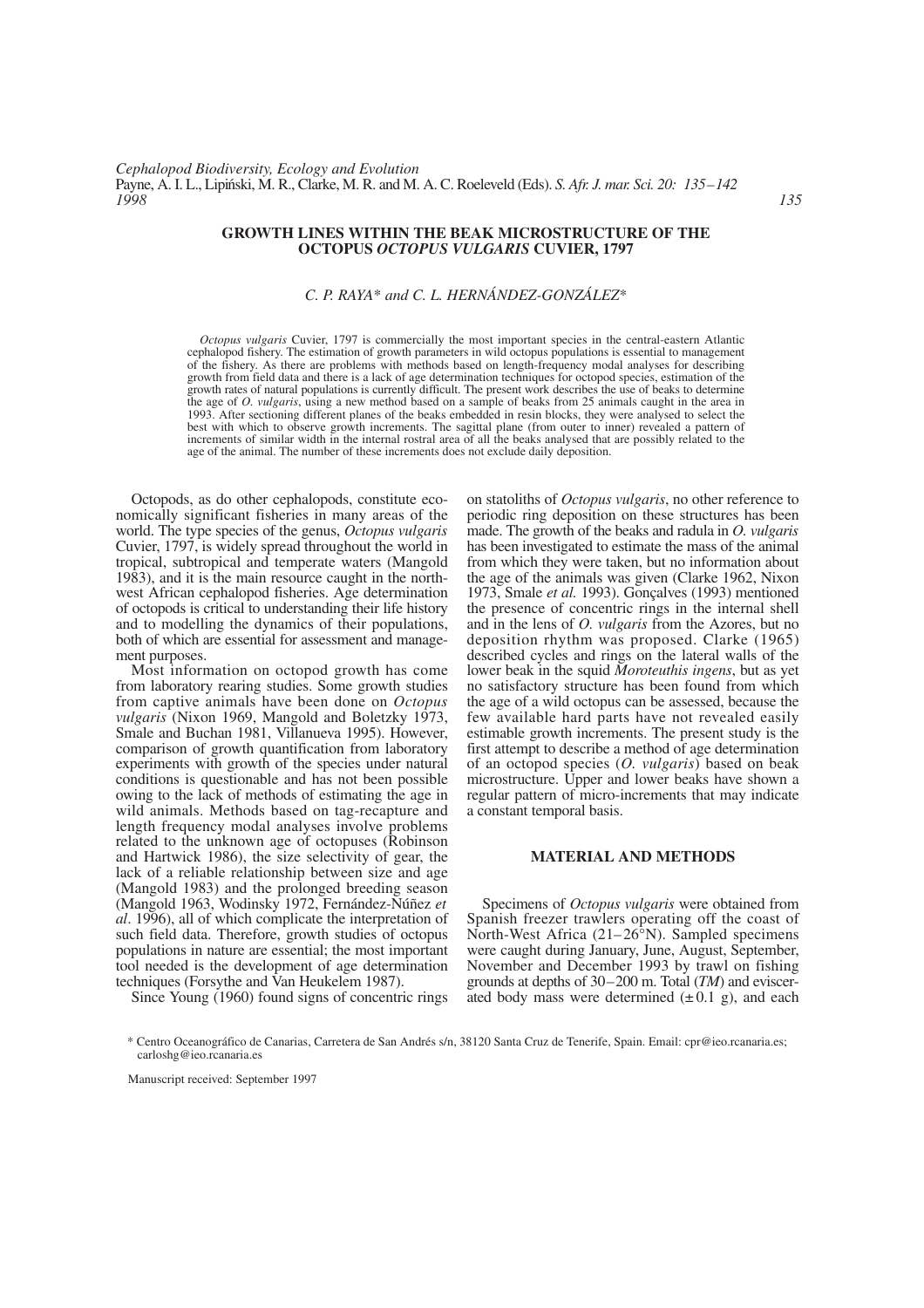# GROWTH LINES WITHIN THE BEAK MICROSTRUCTURE OF THE OCTOPUS *OCTOPUS VULGARIS* CUVIER, 1797

*C. P. RAYA\* and C. L. HERNÁNDEZ-GONZÁLEZ\**

*Octopus vulgaris* Cuvier, 1797 is commercially the most important species in the central-eastern Atlantic cephalopod fishery. The estimation of growth parameters in wild octopus populations is essential to management of the fishery. As there are problems with methods based on length-frequency modal analyses for describing growth from field data and there is a lack of age determination techniques for octopod species, estimation of the growth rates of natural populations is currently difficult. The present work describes the use of beaks to determine the age of *O. vulgaris*, using a new method based on a sample of beaks from 25 animals caught in the area in 1993. After sectioning different planes of the beaks embedded in resin blocks, they were analysed to select the best with which to observe growth increments. The sagittal plane (from outer to inner) revealed a pattern of increments of similar width in the internal rostral area of all the beaks analysed that are possibly related to the age of the animal. The number of these increments does not exclude daily deposition.

Octopods, as do other cephalopods, constitute economically significant fisheries in many areas of the world. The type species of the genus, *Octopus vulgaris* Cuvier, 1797, is widely spread throughout the world in tropical, subtropical and temperate waters (Mangold 1983), and it is the main resource caught in the northwest African cephalopod fisheries. Age determination of octopods is critical to understanding their life history and to modelling the dynamics of their populations, both of which are essential for assessment and management purposes.

Most information on octopod growth has come from laboratory rearing studies. Some growth studies from captive animals have been done on *Octopus vulgaris* (Nixon 1969, Mangold and Boletzky 1973, Smale and Buchan 1981, Villanueva 1995). However, comparison of growth quantification from laboratory experiments with growth of the species under natural conditions is questionable and has not been possible owing to the lack of methods of estimating the age in wild animals. Methods based on tag-recapture and length frequency modal analyses involve problems related to the unknown age of octopuses (Robinson and Hartwick 1986), the size selectivity of gear, the lack of a reliable relationship between size and age (Mangold 1983) and the prolonged breeding season (Mangold 1963, Wodinsky 1972, Fernández-Núñez *et al*. 1996), all of which complicate the interpretation of such field data. Therefore, growth studies of octopus populations in nature are essential; the most important tool needed is the development of age determination techniques (Forsythe and Van Heukelem 1987).

Since Young (1960) found signs of concentric rings on statoliths of *Octopus vulgaris*, no other reference to periodic ring deposition on these structures has been made. The growth of the beaks and radula in *O. vulgaris* has been investigated to estimate the mass of the animal from which they were taken, but no information about the age of the animals was given (Clarke 1962, Nixon 1973, Smale *et al.* 1993). Gonçalves (1993) mentioned the presence of concentric rings in the internal shell and in the lens of *O. vulgaris* from the Azores, but no deposition rhythm was proposed. Clarke (1965) described cycles and rings on the lateral walls of the lower beak in the squid *Moroteuthis ingens*, but as yet no satisfactory structure has been found from which the age of a wild octopus can be assessed, because the few available hard parts have not revealed easily estimable growth increments. The present study is the first attempt to describe a method of age determination of an octopod species (*O. vulgaris*) based on beak microstructure. Upper and lower beaks have shown a regular pattern of micro-increments that may indicate a constant temporal basis.

## MATERIAL AND METHODS

Specimens of *Octopus vulgaris* were obtained from Spanish freezer trawlers operating off the coast of North-West Africa (21–26°N). Sampled specimens were caught during January, June, August, September, November and December 1993 by trawl on fishing grounds at depths of 30–200 m. Total (*TM*) and eviscerated body mass were determined (±0.1 g), and each

\* Centro Oceanográfico de Canarias, Carretera de San Andrés s/n, 38120 Santa Cruz de Tenerife, Spain. Email: cpr@ieo.rcanaria.es; carloshg@ieo.rcanaria.es

Manuscript received: September 1997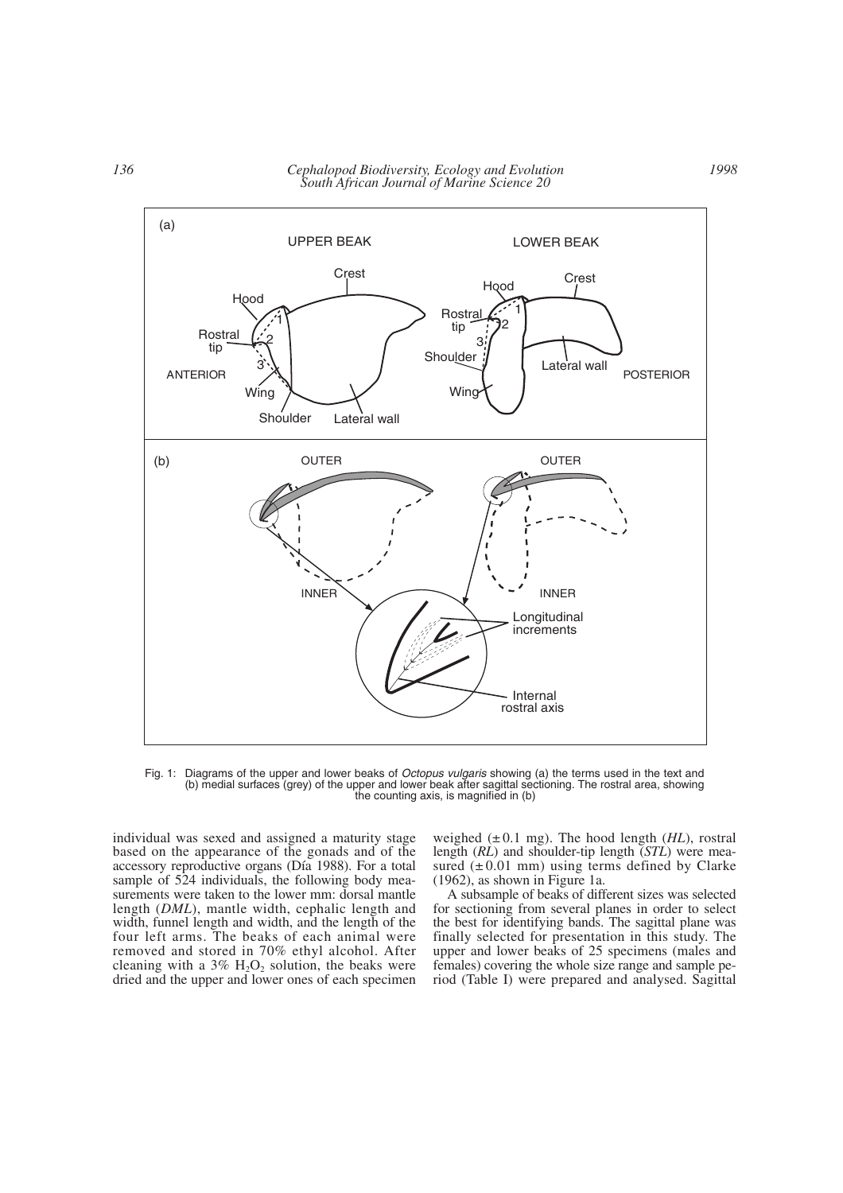Fig. 1: Diagrams of the upper and lower beaks of *Octopus vulgaris* showing (a) the terms used in the text and (b) medial surfaces (grey) of the upper and lower beak after sagittal sectioning. The rostral area, showing the counting axis, is magnified in (b)

individual was sexed and assigned a maturity stage based on the appearance of the gonads and of the accessory reproductive organs (Día 1988). For a total sample of 524 individuals, the following body measurements were taken to the lower mm: dorsal mantle length (*DML*), mantle width, cephalic length and width, funnel length and width, and the length of the four left arms. The beaks of each animal were removed and stored in 70% ethyl alcohol. After cleaning with a 3% $H_2O_2$ solution, the beaks were dried and the upper and lower ones of each specimen weighed (± 0.1 mg). The hood length (*HL*), rostral length (*RL*) and shoulder-tip length (*STL*) were measured (± 0.01 mm) using terms defined by Clarke (1962), as shown in Figure 1a.

A subsample of beaks of different sizes was selected for sectioning from several planes in order to select the best for identifying bands. The sagittal plane was finally selected for presentation in this study. The upper and lower beaks of 25 specimens (males and females) covering the whole size range and sample period (Table I) were prepared and analysed. Sagittal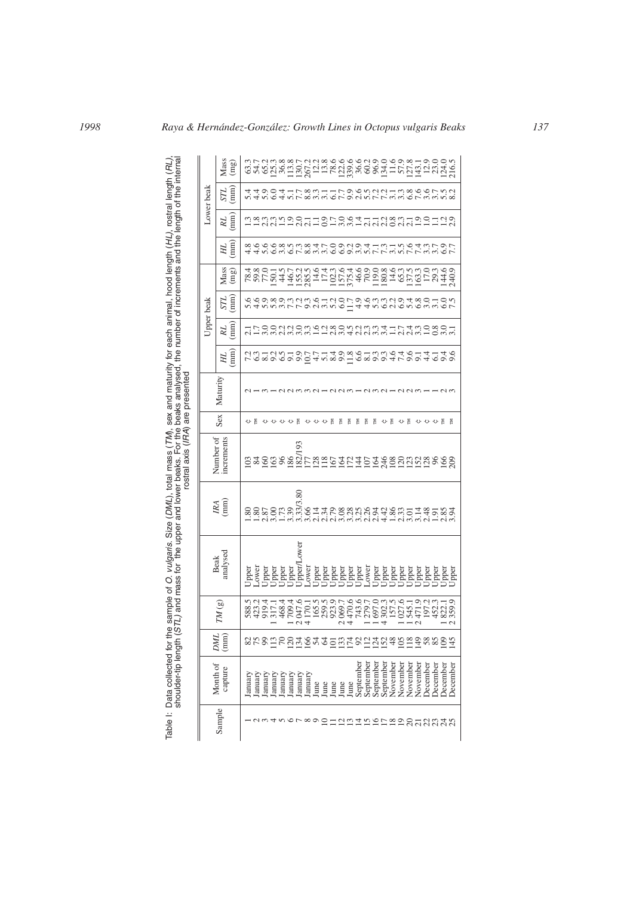Table I: Data collected for the sample of *O. vulgaris*. Size (*DML*), total mass (*TM*), sex and maturity for each animal, hood length (*HL*), rostral length (*RL*), shoulder-tip length (*STL*) and mass for the upper and lower beaks. For the beaks analysed, the number of increments and the length of the internal rostral axis (*IRA*) are presented

| Sample | Month of capture | *DML* (mm) | *TM* (g) | Beak analysed | *IRA* (mm) | Number of increments | Sex | Maturity | Upper beak | | | | Lower beak | | | |
|---|---|---|---|---|---|---|---|---|---|---|---|---|---|---|---|---|
| | | | | | | | | | *HL* (mm) | *RL* (mm) | *STL* (mm) | Mass (mg) | *HL* (mm) | *RL* (mm) | *STL* (mm) | Mass (mg) |
| 1 | January | 82 | 588.5 | Upper | 1.80 | 103 | ♀ | 2 | 7.2 | 2.1 | 5.6 | 78.4 | 4.8 | 1.3 | 5.4 | 63.3 |
| 2 | January | 75 | 423.2 | Lower | 1.80 | 84 | ♂ | 1 | 6.3 | 1.7 | 4.6 | 59.8 | 4.6 | 1.8 | 4.4 | 54.7 |
| 3 | January | 99 | 919.4 | Upper | 2.87 | 160 | ♀ | 3 | 8.1 | 3.0 | 5.9 | 77.0 | 5.6 | 2.3 | 5.9 | 65.2 |
| 4 | January | 113 | 1 317.1 | Upper | 3.00 | 163 | ♀ | 1 | 9.2 | 3.0 | 5.8 | 150.1 | 6.6 | 2.3 | 6.0 | 125.3 |
| 5 | January | 70 | 468.4 | Upper | 1.73 | 96 | ♀ | 2 | 6.5 | 2.2 | 3.9 | 44.5 | 3.8 | 1.5 | 4.4 | 36.8 |
| 6 | January | 120 | 1 709.4 | Upper | 3.39 | 186 | ♀ | 2 | 9.1 | 3.2 | 7.3 | 146.7 | 6.5 | 1.9 | 5.1 | 113.8 |
| 7 | January | 134 | 2 047.6 | Upper/Lower | 3.33/3.80 | 182/193 | ♂ | 3 | 9.9 | 3.0 | 7.2 | 155.2 | 7.3 | 2.0 | 7.7 | 130.7 |
| 8 | January | 166 | 4 170.1 | Lower | 3.66 | 177 | ♀ | 3 | 10.7 | 3.3 | 9.3 | 285.5 | 8.8 | 2.1 | 8.8 | 267.2 |
| 9 | June | 54 | 165.5 | Upper | 2.14 | 128 | ♀ | 2 | 4.7 | 1.6 | 2.6 | 14.6 | 3.4 | 1.1 | 3.3 | 12.2 |
| 10 | June | 64 | 259.5 | Upper | 2.34 | 118 | ♀ | 1 | 5.1 | 1.2 | 3.1 | 17.4 | 3.7 | 0.9 | 3.1 | 13.8 |
| 11 | June | 101 | 923.9 | Upper | 2.79 | 167 | ♂ | 2 | 8.4 | 2.8 | 5.2 | 102.3 | 6.0 | 1.7 | 6.1 | 78.6 |
| 12 | June | 133 | 2 069.7 | Upper | 3.08 | 164 | ♂ | 2 | 9.9 | 3.0 | 6.0 | 157.6 | 6.9 | 3.0 | 7.7 | 122.6 |
| 13 | June | 174 | 4 470.6 | Upper | 3.28 | 172 | ♂ | 3 | 11.8 | 4.5 | 11.7 | 375.4 | 9.2 | 3.6 | 9.9 | 339.6 |
| 14 | September | 92 | 743.6 | Upper | 3.25 | 144 | ♂ | 1 | 6.6 | 2.2 | 4.9 | 46.6 | 3.9 | 1.4 | 2.6 | 36.6 |
| 15 | September | 112 | 1 279.7 | Lower | 2.26 | 107 | ♂ | 2 | 8.1 | 2.3 | 4.6 | 70.9 | 5.4 | 2.1 | 5.5 | 60.2 |
| 16 | September | 124 | 1 697.0 | Upper | 2.94 | 164 | ♂ | 3 | 9.3 | 3.3 | 5.3 | 119.0 | 7.1 | 2.1 | 7.2 | 96.9 |
| 17 | September | 152 | 4 302.3 | Upper | 4.42 | 246 | ♀ | 2 | 9.3 | 3.4 | 6.3 | 180.8 | 7.3 | 2.2 | 7.2 | 134.0 |
| 18 | November | 48 | 157.5 | Upper | 1.86 | 108 | ♂ | 1 | 4.6 | 1.1 | 2.2 | 14.6 | 3.1 | 0.8 | 3.1 | 11.6 |
| 19 | November | 105 | 1 027.6 | Upper | 2.33 | 120 | ♀ | 2 | 7.4 | 2.7 | 6.9 | 65.3 | 5.5 | 2.3 | 3.3 | 57.9 |
| 20 | November | 118 | 1 545.1 | Upper | 3.01 | 123 | ♂ | 2 | 9.6 | 2.4 | 5.4 | 137.5 | 7.6 | 2.1 | 6.8 | 127.8 |
| 21 | November | 149 | 2 471.9 | Upper | 3.14 | 152 | ♀ | 3 | 9.1 | 3.3 | 6.8 | 163.3 | 7.4 | 1.9 | 7.6 | 143.1 |
| 22 | December | 58 | 197.2 | Upper | 2.48 | 128 | ♀ | 1 | 4.4 | 1.0 | 3.0 | 17.0 | 3.3 | 1.0 | 3.6 | 12.9 |
| 23 | December | 85 | 452.3 | Upper | 1.91 | 96 | ♀ | 1 | 6.1 | 0.8 | 3.1 | 29.3 | 3.7 | 1.1 | 3.7 | 23.0 |
| 24 | December | 109 | 1 822.1 | Upper | 2.85 | 166 | ♂ | 2 | 9.4 | 3.0 | 6.0 | 144.6 | 6.9 | 1.2 | 5.5 | 124.0 |
| 25 | December | 145 | 2 359.9 | Upper | 3.94 | 209 | ♂ | 3 | 9.6 | 3.1 | 7.5 | 240.9 | 7.7 | 2.9 | 8.2 | 216.5 |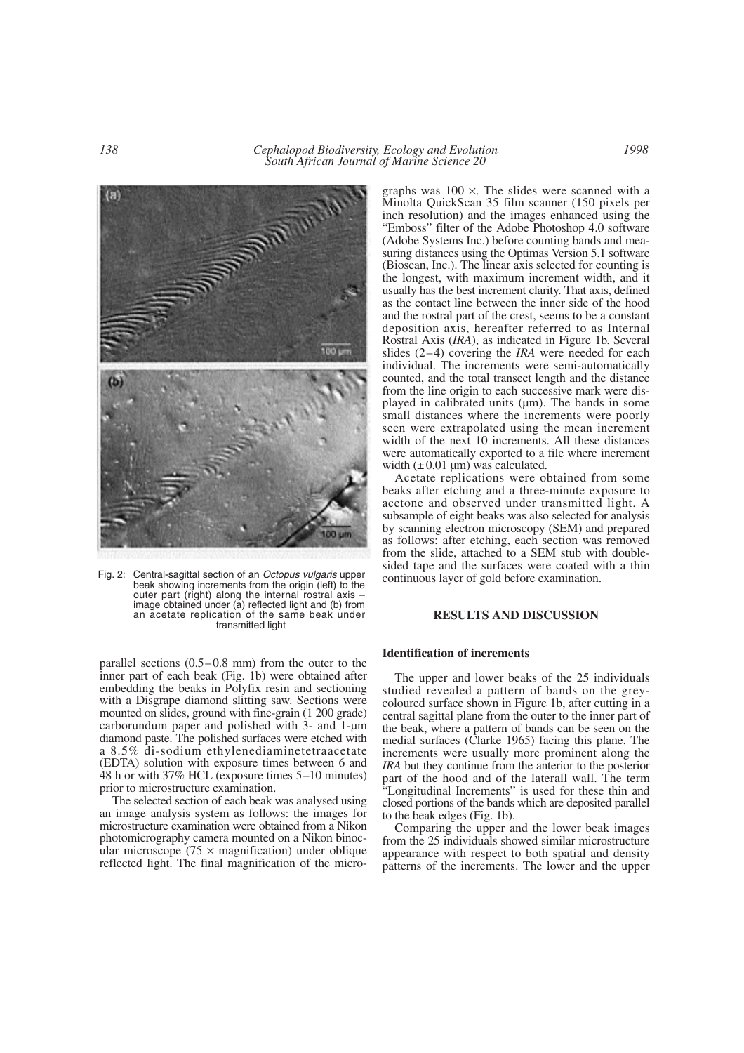Fig. 2: Central-sagittal section of an *Octopus vulgaris* upper beak showing increments from the origin (left) to the outer part (right) along the internal rostral axis – image obtained under (a) reflected light and (b) from an acetate replication of the same beak under transmitted light

parallel sections (0.5–0.8 mm) from the outer to the inner part of each beak (Fig. 1b) were obtained after embedding the beaks in Polyfix resin and sectioning with a Disgrape diamond slitting saw. Sections were mounted on slides, ground with fine-grain (1 200 grade) carborundum paper and polished with 3- and 1-µm diamond paste. The polished surfaces were etched with a 8.5% di-sodium ethylenediaminetetraacetate (EDTA) solution with exposure times between 6 and 48 h or with 37% HCL (exposure times 5–10 minutes) prior to microstructure examination.

The selected section of each beak was analysed using an image analysis system as follows: the images for microstructure examination were obtained from a Nikon photomicrography camera mounted on a Nikon binocular microscope (75 × magnification) under oblique reflected light. The final magnification of the micrographs was 100 ×. The slides were scanned with a Minolta QuickScan 35 film scanner (150 pixels per inch resolution) and the images enhanced using the "Emboss" filter of the Adobe Photoshop 4.0 software (Adobe Systems Inc.) before counting bands and measuring distances using the Optimas Version 5.1 software (Bioscan, Inc.). The linear axis selected for counting is the longest, with maximum increment width, and it usually has the best increment clarity. That axis, defined as the contact line between the inner side of the hood and the rostral part of the crest, seems to be a constant deposition axis, hereafter referred to as Internal Rostral Axis (*IRA*), as indicated in Figure 1b. Several slides (2–4) covering the *IRA* were needed for each individual. The increments were semi-automatically counted, and the total transect length and the distance from the line origin to each successive mark were displayed in calibrated units (µm). The bands in some small distances where the increments were poorly seen were extrapolated using the mean increment width of the next 10 increments. All these distances were automatically exported to a file where increment width (± 0.01 µm) was calculated.

Acetate replications were obtained from some beaks after etching and a three-minute exposure to acetone and observed under transmitted light. A subsample of eight beaks was also selected for analysis by scanning electron microscopy (SEM) and prepared as follows: after etching, each section was removed from the slide, attached to a SEM stub with double-sided tape and the surfaces were coated with a thin continuous layer of gold before examination.

## RESULTS AND DISCUSSION

### Identification of increments

The upper and lower beaks of the 25 individuals studied revealed a pattern of bands on the grey-coloured surface shown in Figure 1b, after cutting in a central sagittal plane from the outer to the inner part of the beak, where a pattern of bands can be seen on the medial surfaces (Clarke 1965) facing this plane. The increments were usually more prominent along the *IRA* but they continue from the anterior to the posterior part of the hood and of the laterall wall. The term "Longitudinal Increments" is used for these thin and closed portions of the bands which are deposited parallel to the beak edges (Fig. 1b).

Comparing the upper and the lower beak images from the 25 individuals showed similar microstructure appearance with respect to both spatial and density patterns of the increments. The lower and the upper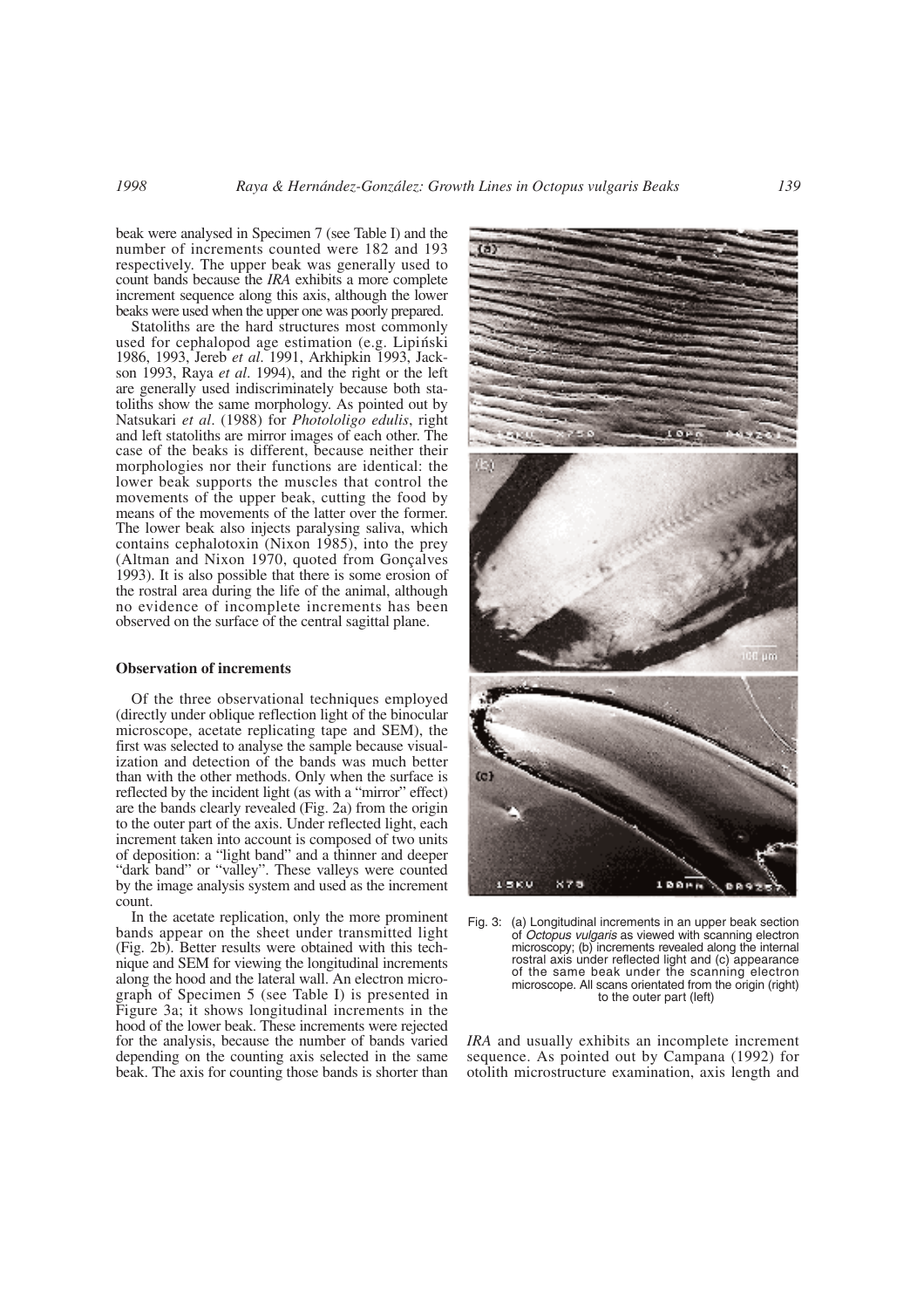beak were analysed in Specimen 7 (see Table I) and the number of increments counted were 182 and 193 respectively. The upper beak was generally used to count bands because the *IRA* exhibits a more complete increment sequence along this axis, although the lower beaks were used when the upper one was poorly prepared.

Statoliths are the hard structures most commonly used for cephalopod age estimation (e.g. Lipiński 1986, 1993, Jereb *et al*. 1991, Arkhipkin 1993, Jackson 1993, Raya *et al*. 1994), and the right or the left are generally used indiscriminately because both statoliths show the same morphology. As pointed out by Natsukari *et al*. (1988) for *Photololigo edulis*, right and left statoliths are mirror images of each other. The case of the beaks is different, because neither their morphologies nor their functions are identical: the lower beak supports the muscles that control the movements of the upper beak, cutting the food by means of the movements of the latter over the former. The lower beak also injects paralysing saliva, which contains cephalotoxin (Nixon 1985), into the prey (Altman and Nixon 1970, quoted from Gonçalves 1993). It is also possible that there is some erosion of the rostral area during the life of the animal, although no evidence of incomplete increments has been observed on the surface of the central sagittal plane.

### Observation of increments

Of the three observational techniques employed (directly under oblique reflection light of the binocular microscope, acetate replicating tape and SEM), the first was selected to analyse the sample because visualization and detection of the bands was much better than with the other methods. Only when the surface is reflected by the incident light (as with a "mirror" effect) are the bands clearly revealed (Fig. 2a) from the origin to the outer part of the axis. Under reflected light, each increment taken into account is composed of two units of deposition: a "light band" and a thinner and deeper "dark band" or "valley". These valleys were counted by the image analysis system and used as the increment count.

In the acetate replication, only the more prominent bands appear on the sheet under transmitted light (Fig. 2b). Better results were obtained with this technique and SEM for viewing the longitudinal increments along the hood and the lateral wall. An electron micrograph of Specimen 5 (see Table I) is presented in Figure 3a; it shows longitudinal increments in the hood of the lower beak. These increments were rejected for the analysis, because the number of bands varied depending on the counting axis selected in the same beak. The axis for counting those bands is shorter than *IRA* and usually exhibits an incomplete increment sequence. As pointed out by Campana (1992) for otolith microstructure examination, axis length and

Fig. 3: (a) Longitudinal increments in an upper beak section of *Octopus vulgaris* as viewed with scanning electron microscopy; (b) increments revealed along the internal rostral axis under reflected light and (c) appearance of the same beak under the scanning electron microscope. All scans orientated from the origin (right) to the outer part (left)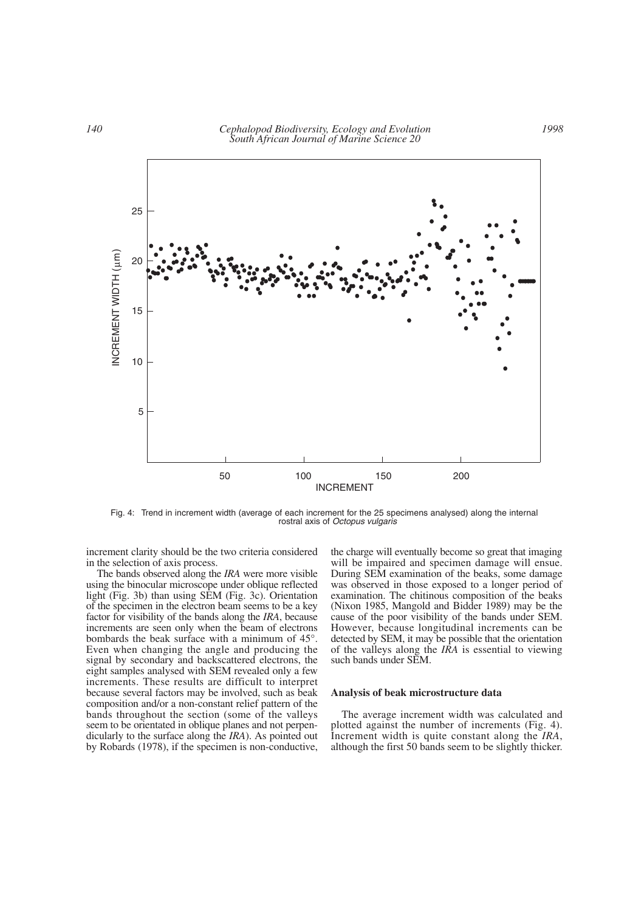Fig. 4: Trend in increment width (average of each increment for the 25 specimens analysed) along the internal rostral axis of *Octopus vulgaris*

increment clarity should be the two criteria considered in the selection of axis process.

The bands observed along the *IRA* were more visible using the binocular microscope under oblique reflected light (Fig. 3b) than using SEM (Fig. 3c). Orientation of the specimen in the electron beam seems to be a key factor for visibility of the bands along the *IRA*, because increments are seen only when the beam of electrons bombards the beak surface with a minimum of 45°. Even when changing the angle and producing the signal by secondary and backscattered electrons, the eight samples analysed with SEM revealed only a few increments. These results are difficult to interpret because several factors may be involved, such as beak composition and/or a non-constant relief pattern of the bands throughout the section (some of the valleys seem to be orientated in oblique planes and not perpendicularly to the surface along the *IRA*). As pointed out by Robards (1978), if the specimen is non-conductive, the charge will eventually become so great that imaging will be impaired and specimen damage will ensue. During SEM examination of the beaks, some damage was observed in those exposed to a longer period of examination. The chitinous composition of the beaks (Nixon 1985, Mangold and Bidder 1989) may be the cause of the poor visibility of the bands under SEM. However, because longitudinal increments can be detected by SEM, it may be possible that the orientation of the valleys along the *IRA* is essential to viewing such bands under SEM.

### Analysis of beak microstructure data

The average increment width was calculated and plotted against the number of increments (Fig. 4). Increment width is quite constant along the *IRA*, although the first 50 bands seem to be slightly thicker.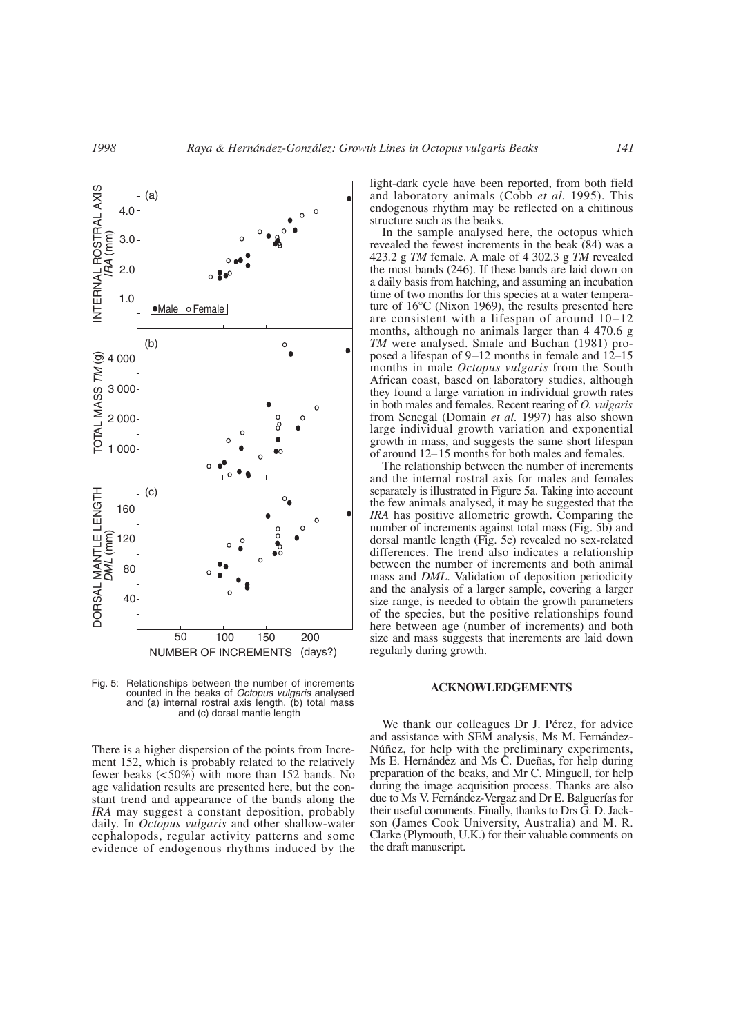Fig. 5: Relationships between the number of increments counted in the beaks of *Octopus vulgaris* analysed and (a) internal rostral axis length, (b) total mass and (c) dorsal mantle length

There is a higher dispersion of the points from Increment 152, which is probably related to the relatively fewer beaks (<50%) with more than 152 bands. No age validation results are presented here, but the constant trend and appearance of the bands along the *IRA* may suggest a constant deposition, probably daily. In *Octopus vulgaris* and other shallow-water cephalopods, regular activity patterns and some evidence of endogenous rhythms induced by the light-dark cycle have been reported, from both field and laboratory animals (Cobb *et al.* 1995). This endogenous rhythm may be reflected on a chitinous structure such as the beaks.

In the sample analysed here, the octopus which revealed the fewest increments in the beak (84) was a 423.2 g *TM* female. A male of 4 302.3 g *TM* revealed the most bands (246). If these bands are laid down on a daily basis from hatching, and assuming an incubation time of two months for this species at a water temperature of 16°C (Nixon 1969), the results presented here are consistent with a lifespan of around 10–12 months, although no animals larger than 4 470.6 g *TM* were analysed. Smale and Buchan (1981) proposed a lifespan of 9–12 months in female and 12–15 months in male *Octopus vulgaris* from the South African coast, based on laboratory studies, although they found a large variation in individual growth rates in both males and females. Recent rearing of *O. vulgaris* from Senegal (Domain *et al.* 1997) has also shown large individual growth variation and exponential growth in mass, and suggests the same short lifespan of around 12–15 months for both males and females.

The relationship between the number of increments and the internal rostral axis for males and females separately is illustrated in Figure 5a. Taking into account the few animals analysed, it may be suggested that the *IRA* has positive allometric growth. Comparing the number of increments against total mass (Fig. 5b) and dorsal mantle length (Fig. 5c) revealed no sex-related differences. The trend also indicates a relationship between the number of increments and both animal mass and *DML*. Validation of deposition periodicity and the analysis of a larger sample, covering a larger size range, is needed to obtain the growth parameters of the species, but the positive relationships found here between age (number of increments) and both size and mass suggests that increments are laid down regularly during growth.

## ACKNOWLEDGEMENTS

We thank our colleagues Dr J. Pérez, for advice and assistance with SEM analysis, Ms M. Fernández-Núñez, for help with the preliminary experiments, Ms E. Hernández and Ms C. Dueñas, for help during preparation of the beaks, and Mr C. Minguell, for help during the image acquisition process. Thanks are also due to Ms V. Fernández-Vergaz and Dr E. Balguerías for their useful comments. Finally, thanks to Drs G. D. Jackson (James Cook University, Australia) and M. R. Clarke (Plymouth, U.K.) for their valuable comments on the draft manuscript.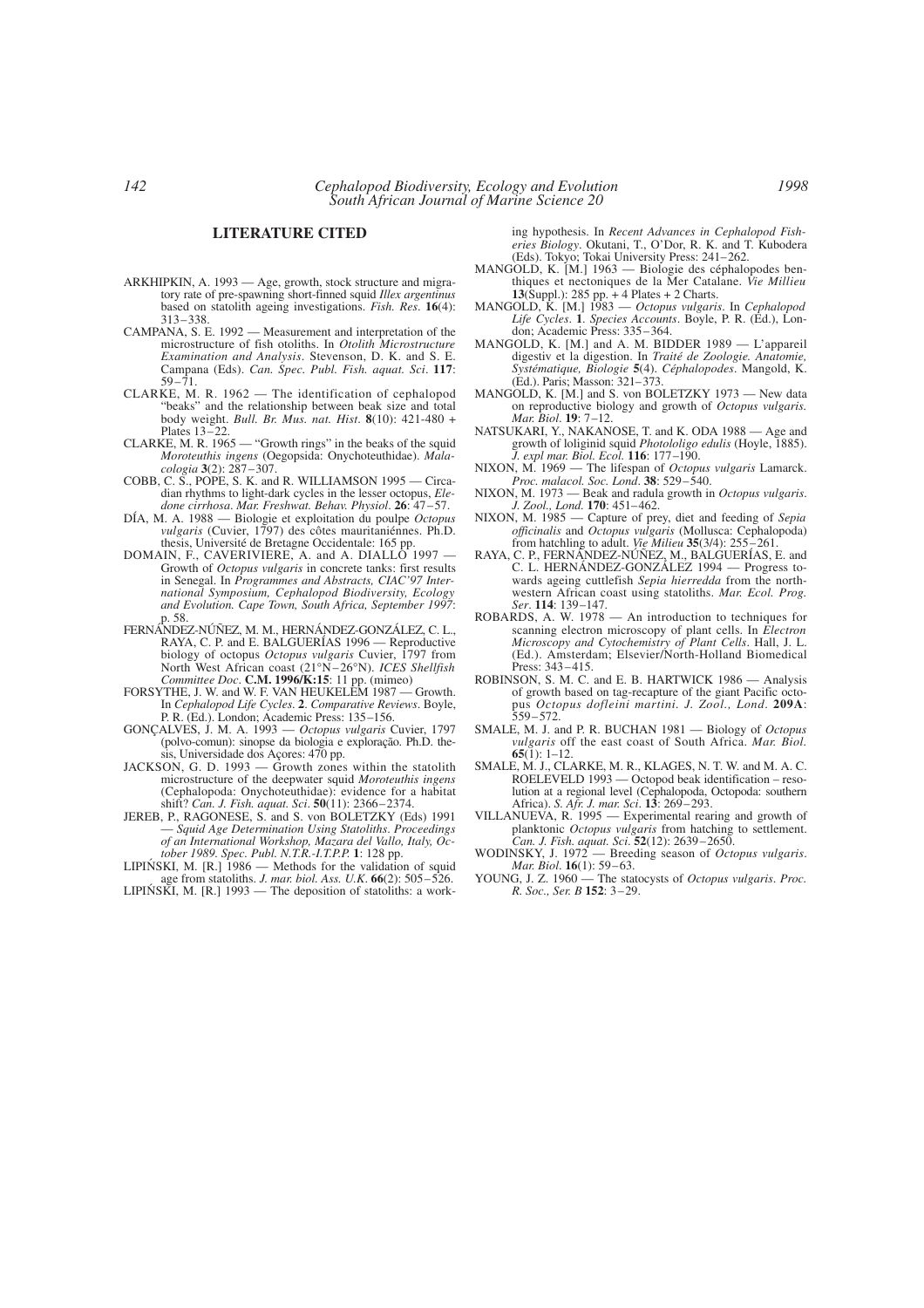## LITERATURE CITED

ARKHIPKIN, A. 1993 — Age, growth, stock structure and migratory rate of pre-spawning short-finned squid *Illex argentinus* based on statolith ageing investigations. *Fish. Res.* **16**(4): 313–338.

CAMPANA, S. E. 1992 — Measurement and interpretation of the microstructure of fish otoliths. In *Otolith Microstructure Examination and Analysis*. Stevenson, D. K. and S. E. Campana (Eds). *Can. Spec. Publ. Fish. aquat. Sci*. **117**: 59–71.

CLARKE, M. R. 1962 — The identification of cephalopod "beaks" and the relationship between beak size and total body weight. *Bull. Br. Mus. nat. Hist*. **8**(10): 421-480 + Plates 13–22.

CLARKE, M. R. 1965 — "Growth rings" in the beaks of the squid *Moroteuthis ingens* (Oegopsida: Onychoteuthidae). *Malacologia* **3**(2): 287–307.

COBB, C. S., POPE, S. K. and R. WILLIAMSON 1995 — Circadian rhythms to light-dark cycles in the lesser octopus, *Eledone cirrhosa*. *Mar. Freshwat. Behav. Physiol*. **26**: 47–57.

DÍA, M. A. 1988 — Biologie et exploitation du poulpe *Octopus vulgaris* (Cuvier, 1797) des côtes mauritaniénnes. Ph.D. thesis, Université de Bretagne Occidentale: 165 pp.

DOMAIN, F., CAVERIVIERE, A. and A. DIALLO 1997 — Growth of *Octopus vulgaris* in concrete tanks: first results in Senegal. In *Programmes and Abstracts, CIAC'97 International Symposium, Cephalopod Biodiversity, Ecology and Evolution. Cape Town, South Africa, September 1997*: p. 58.

FERNÁNDEZ-NÚÑEZ, M. M., HERNÁNDEZ-GONZÁLEZ, C. L., RAYA, C. P. and E. BALGUERÍAS 1996 — Reproductive biology of octopus *Octopus vulgaris* Cuvier, 1797 from North West African coast (21°N–26°N). *ICES Shellfish Committee Doc*. **C.M. 1996/K:15**: 11 pp. (mimeo)

FORSYTHE, J. W. and W. F. VAN HEUKELEM 1987 — Growth. In *Cephalopod Life Cycles*. **2**. *Comparative Reviews*. Boyle, P. R. (Ed.). London; Academic Press: 135–156.

GONÇALVES, J. M. A. 1993 — *Octopus vulgaris* Cuvier, 1797 (polvo-comun): sinopse da biologia e exploração. Ph.D. thesis, Universidade dos Açores: 470 pp.

JACKSON, G. D. 1993 — Growth zones within the statolith microstructure of the deepwater squid *Moroteuthis ingens* (Cephalopoda: Onychoteuthidae): evidence for a habitat shift? *Can. J. Fish. aquat. Sci*. **50**(11): 2366–2374.

JEREB, P., RAGONESE, S. and S. von BOLETZKY (Eds) 1991 — *Squid Age Determination Using Statoliths*. *Proceedings of an International Workshop, Mazara del Vallo, Italy, October 1989*. *Spec. Publ. N.T.R.-I.T.P.P.* **1**: 128 pp.

LIPIŃSKI, M. [R.] 1986 — Methods for the validation of squid age from statoliths. *J. mar. biol. Ass. U.K*. **66**(2): 505–526.

LIPIŃSKI, M. [R.] 1993 — The deposition of statoliths: a working hypothesis. In *Recent Advances in Cephalopod Fisheries Biology*. Okutani, T., O'Dor, R. K. and T. Kubodera (Eds). Tokyo; Tokai University Press: 241–262.

MANGOLD, K. [M.] 1963 — Biologie des céphalopodes benthiques et nectoniques de la Mer Catalane. *Vie Millieu* **13**(Suppl.): 285 pp. + 4 Plates + 2 Charts.

MANGOLD, K. [M.] 1983 — *Octopus vulgaris*. In *Cephalopod Life Cycles*. **1**. *Species Accounts*. Boyle, P. R. (Ed.), London; Academic Press: 335–364.

MANGOLD, K. [M.] and A. M. BIDDER 1989 — L'appareil digestiv et la digestion. In *Traité de Zoologie. Anatomie, Systématique, Biologie* **5**(4). *Céphalopodes*. Mangold, K. (Ed.). Paris; Masson: 321–373.

MANGOLD, K. [M.] and S. von BOLETZKY 1973 — New data on reproductive biology and growth of *Octopus vulgaris*. *Mar. Biol*. **19**: 7–12.

NATSUKARI, Y., NAKANOSE, T. and K. ODA 1988 — Age and growth of loliginid squid *Photololigo edulis* (Hoyle, 1885). *J. expl mar. Biol. Ecol*. **116**: 177–190.

NIXON, M. 1969 — The lifespan of *Octopus vulgaris* Lamarck. *Proc. malacol. Soc. Lond*. **38**: 529–540.

NIXON, M. 1973 — Beak and radula growth in *Octopus vulgaris*. *J. Zool., Lond*. **170**: 451–462.

NIXON, M. 1985 — Capture of prey, diet and feeding of *Sepia officinalis* and *Octopus vulgaris* (Mollusca: Cephalopoda) from hatchling to adult. *Vie Milieu* **35**(3/4): 255–261.

RAYA, C. P., FERNÁNDEZ-NÚÑEZ, M., BALGUERÍAS, E. and C. L. HERNÁNDEZ-GONZÁLEZ 1994 — Progress towards ageing cuttlefish *Sepia hierredda* from the northwestern African coast using statoliths. *Mar. Ecol. Prog. Ser*. **114**: 139–147.

ROBARDS, A. W. 1978 — An introduction to techniques for scanning electron microscopy of plant cells. In *Electron Microscopy and Cytochemistry of Plant Cells*. Hall, J. L. (Ed.). Amsterdam; Elsevier/North-Holland Biomedical Press: 343–415.

ROBINSON, S. M. C. and E. B. HARTWICK 1986 — Analysis of growth based on tag-recapture of the giant Pacific octopus *Octopus dofleini martini*. *J. Zool., Lond*. **209A**: 559–572.

SMALE, M. J. and P. R. BUCHAN 1981 — Biology of *Octopus vulgaris* off the east coast of South Africa. *Mar. Biol*. **65**(1): 1–12.

SMALE, M. J., CLARKE, M. R., KLAGES, N. T. W. and M. A. C. ROELEVELD 1993 — Octopod beak identification – resolution at a regional level (Cephalopoda, Octopoda: southern Africa). *S. Afr. J. mar. Sci*. **13**: 269–293.

VILLANUEVA, R. 1995 — Experimental rearing and growth of planktonic *Octopus vulgaris* from hatching to settlement. *Can. J. Fish. aquat. Sci*. **52**(12): 2639–2650.

WODINSKY, J. 1972 — Breeding season of *Octopus vulgaris*. *Mar. Biol*. **16**(1): 59–63.

YOUNG, J. Z. 1960 — The statocysts of *Octopus vulgaris*. *Proc. R. Soc., Ser. B* **152**: 3–29.